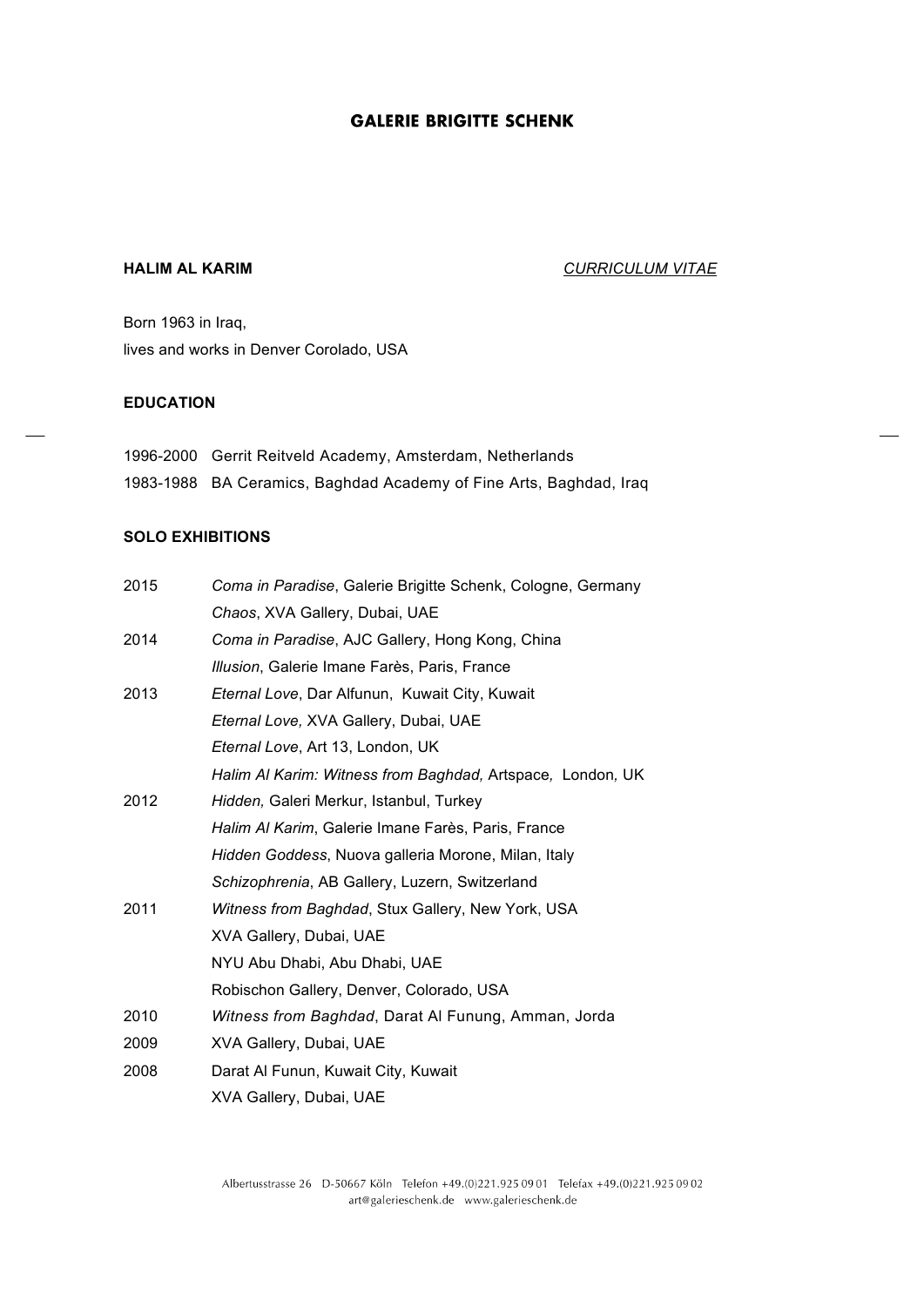# GALERIE BRIGITTE SCHENK

**HALIM AL KARIM** *CURRICULUM VITAE*

Born 1963 in Iraq,
lives and works in Denver Corolado, USA

## EDUCATION

| | |
|---|---|
| 1996-2000 | Gerrit Reitveld Academy, Amsterdam, Netherlands |
| 1983-1988 | BA Ceramics, Baghdad Academy of Fine Arts, Baghdad, Iraq |

## SOLO EXHIBITIONS

| | |
|---|---|
| 2015 | *Coma in Paradise*, Galerie Brigitte Schenk, Cologne, Germany |
| | *Chaos*, XVA Gallery, Dubai, UAE |
| 2014 | *Coma in Paradise*, AJC Gallery, Hong Kong, China |
| | *Illusion*, Galerie Imane Farès, Paris, France |
| 2013 | *Eternal Love*, Dar Alfunun, Kuwait City, Kuwait |
| | *Eternal Love,* XVA Gallery, Dubai, UAE |
| | *Eternal Love*, Art 13, London, UK |
| | *Halim Al Karim: Witness from Baghdad,* Artspace*,* London*,* UK |
| 2012 | *Hidden,* Galeri Merkur, Istanbul, Turkey |
| | *Halim Al Karim*, Galerie Imane Farès, Paris, France |
| | *Hidden Goddess*, Nuova galleria Morone, Milan, Italy |
| | *Schizophrenia*, AB Gallery, Luzern, Switzerland |
| 2011 | *Witness from Baghdad*, Stux Gallery, New York, USA |
| | XVA Gallery, Dubai, UAE |
| | NYU Abu Dhabi, Abu Dhabi, UAE |
| | Robischon Gallery, Denver, Colorado, USA |
| 2010 | *Witness from Baghdad*, Darat Al Funung, Amman, Jorda |
| 2009 | XVA Gallery, Dubai, UAE |
| 2008 | Darat Al Funun, Kuwait City, Kuwait |
| | XVA Gallery, Dubai, UAE |

Albertusstrasse 26 D-50667 Köln Telefon +49.(0)221.925 09 01 Telefax +49.(0)221.925 09 02
art@galerieschenk.de www.galerieschenk.de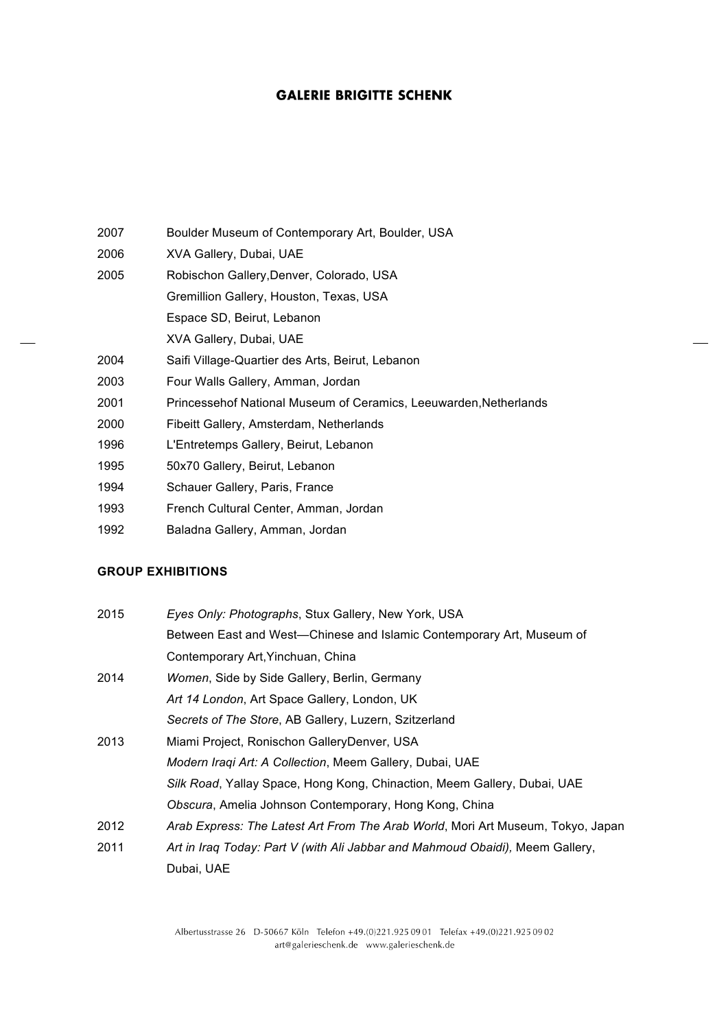| | |
|---|---|
| 2007 | Boulder Museum of Contemporary Art, Boulder, USA |
| 2006 | XVA Gallery, Dubai, UAE |
| 2005 | Robischon Gallery,Denver, Colorado, USA |
| | Gremillion Gallery, Houston, Texas, USA |
| | Espace SD, Beirut, Lebanon |
| | XVA Gallery, Dubai, UAE |
| 2004 | Saifi Village-Quartier des Arts, Beirut, Lebanon |
| 2003 | Four Walls Gallery, Amman, Jordan |
| 2001 | Princessehof National Museum of Ceramics, Leeuwarden,Netherlands |
| 2000 | Fibeitt Gallery, Amsterdam, Netherlands |
| 1996 | L'Entretemps Gallery, Beirut, Lebanon |
| 1995 | 50x70 Gallery, Beirut, Lebanon |
| 1994 | Schauer Gallery, Paris, France |
| 1993 | French Cultural Center, Amman, Jordan |
| 1992 | Baladna Gallery, Amman, Jordan |

**GROUP EXHIBITIONS**

| | |
|---|---|
| 2015 | *Eyes Only: Photographs*, Stux Gallery, New York, USA |
| | Between East and West—Chinese and Islamic Contemporary Art, Museum of Contemporary Art,Yinchuan, China |
| 2014 | *Women*, Side by Side Gallery, Berlin, Germany |
| | *Art 14 London*, Art Space Gallery, London, UK |
| | *Secrets of The Store*, AB Gallery, Luzern, Szitzerland |
| 2013 | Miami Project, Ronischon GalleryDenver, USA |
| | *Modern Iraqi Art: A Collection*, Meem Gallery, Dubai, UAE |
| | *Silk Road*, Yallay Space, Hong Kong, Chinaction, Meem Gallery, Dubai, UAE |
| | *Obscura*, Amelia Johnson Contemporary, Hong Kong, China |
| 2012 | *Arab Express: The Latest Art From The Arab World*, Mori Art Museum, Tokyo, Japan |
| 2011 | *Art in Iraq Today: Part V (with Ali Jabbar and Mahmoud Obaidi),* Meem Gallery, Dubai, UAE |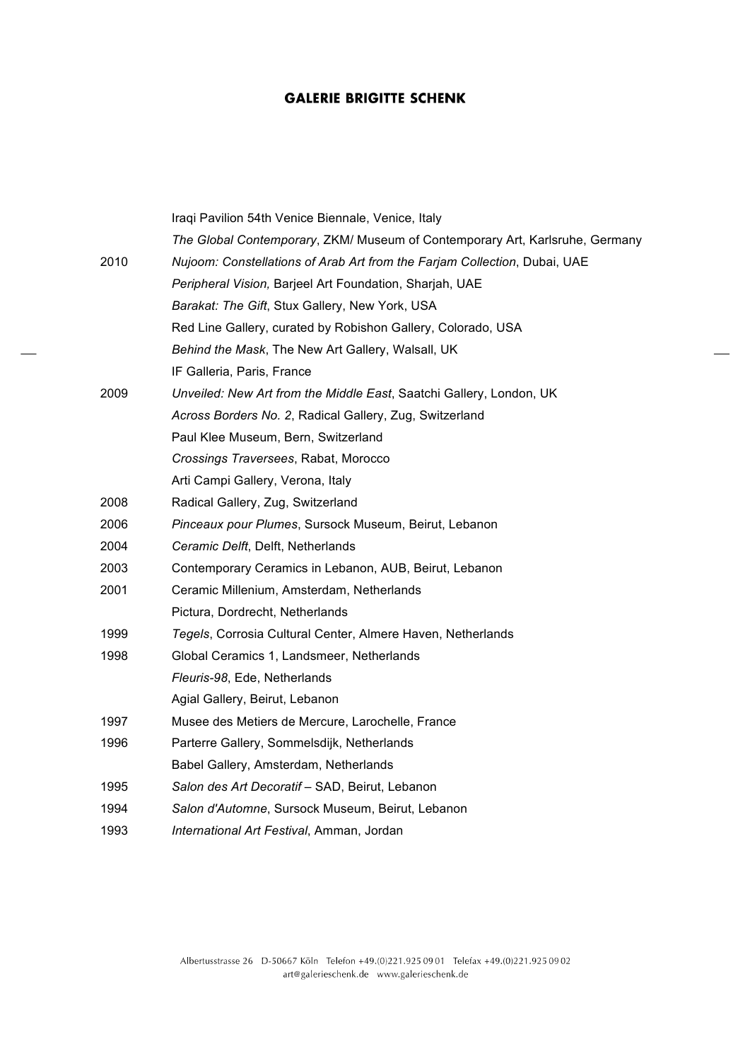| | |
|---|---|
| | Iraqi Pavilion 54th Venice Biennale, Venice, Italy |
| | *The Global Contemporary*, ZKM/ Museum of Contemporary Art, Karlsruhe, Germany |
| 2010 | *Nujoom: Constellations of Arab Art from the Farjam Collection*, Dubai, UAE |
| | *Peripheral Vision,* Barjeel Art Foundation, Sharjah, UAE |
| | *Barakat: The Gift*, Stux Gallery, New York, USA |
| | Red Line Gallery, curated by Robishon Gallery, Colorado, USA |
| | *Behind the Mask*, The New Art Gallery, Walsall, UK |
| | IF Galleria, Paris, France |
| 2009 | *Unveiled: New Art from the Middle East*, Saatchi Gallery, London, UK |
| | *Across Borders No. 2*, Radical Gallery, Zug, Switzerland |
| | Paul Klee Museum, Bern, Switzerland |
| | *Crossings Traversees*, Rabat, Morocco |
| | Arti Campi Gallery, Verona, Italy |
| 2008 | Radical Gallery, Zug, Switzerland |
| 2006 | *Pinceaux pour Plumes*, Sursock Museum, Beirut, Lebanon |
| 2004 | *Ceramic Delft*, Delft, Netherlands |
| 2003 | Contemporary Ceramics in Lebanon, AUB, Beirut, Lebanon |
| 2001 | Ceramic Millenium, Amsterdam, Netherlands |
| | Pictura, Dordrecht, Netherlands |
| 1999 | *Tegels*, Corrosia Cultural Center, Almere Haven, Netherlands |
| 1998 | Global Ceramics 1, Landsmeer, Netherlands |
| | *Fleuris-98*, Ede, Netherlands |
| | Agial Gallery, Beirut, Lebanon |
| 1997 | Musee des Metiers de Mercure, Larochelle, France |
| 1996 | Parterre Gallery, Sommelsdijk, Netherlands |
| | Babel Gallery, Amsterdam, Netherlands |
| 1995 | *Salon des Art Decoratif* – SAD, Beirut, Lebanon |
| 1994 | *Salon d'Automne*, Sursock Museum, Beirut, Lebanon |
| 1993 | *International Art Festival*, Amman, Jordan |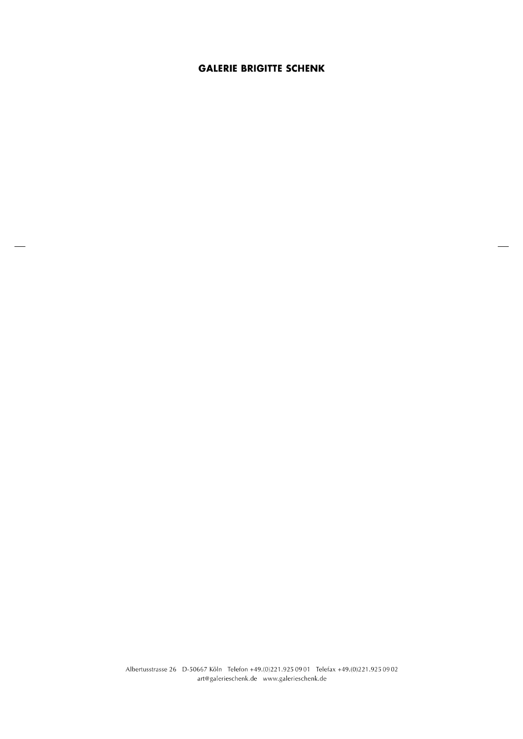**GALERIE BRIGITTE SCHENK**

Albertusstrasse 26 D-50667 Köln Telefon +49.(0)221.925 09 01 Telefax +49.(0)221.925 09 02
art@galerieschenk.de www.galerieschenk.de